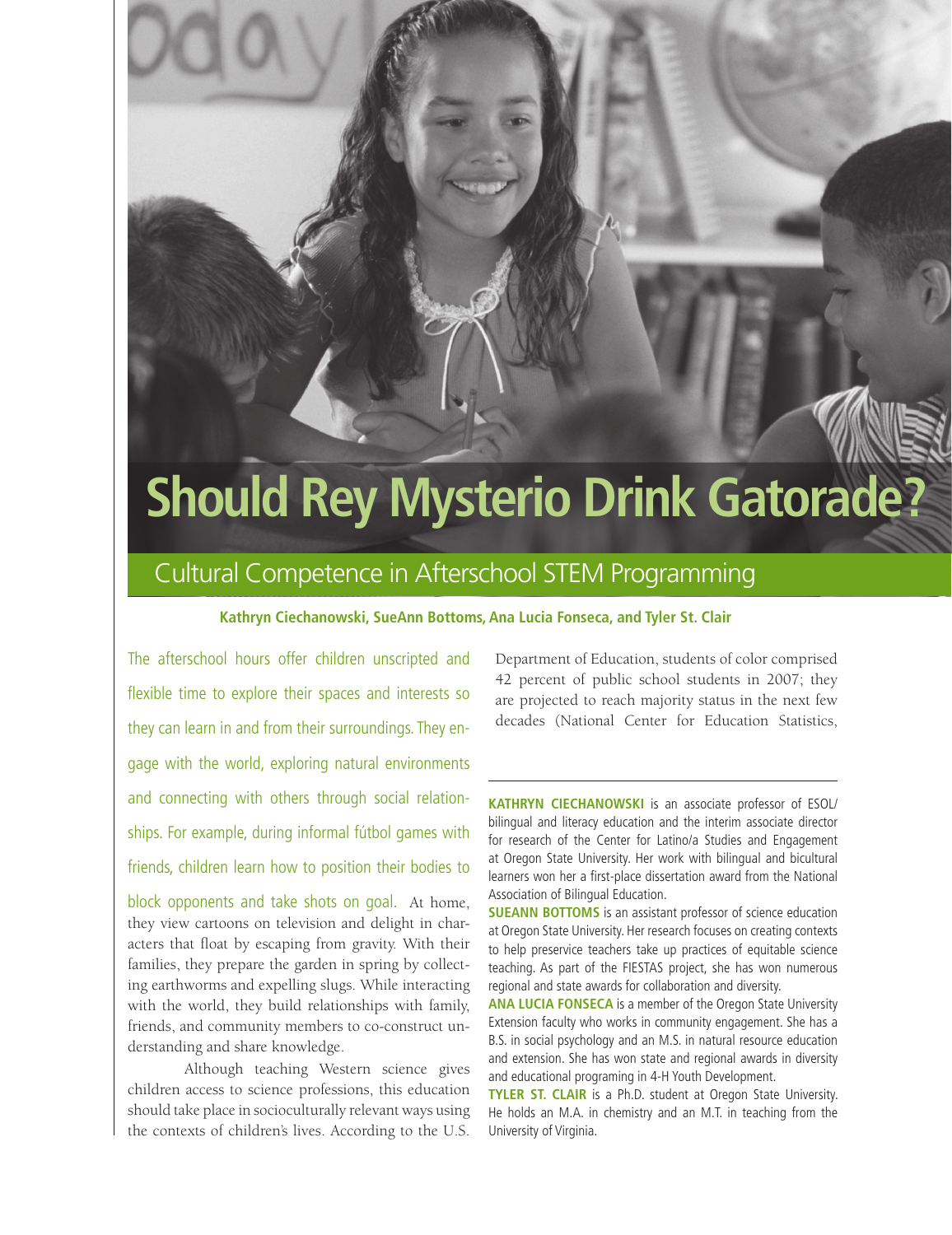# Should Rey Mysterio Drink Gatorade?

## Cultural Competence in Afterschool STEM Programming

**Kathryn Ciechanowski, SueAnn Bottoms, Ana Lucia Fonseca, and Tyler St. Clair**

The afterschool hours offer children unscripted and flexible time to explore their spaces and interests so they can learn in and from their surroundings. They engage with the world, exploring natural environments and connecting with others through social relationships. For example, during informal fútbol games with friends, children learn how to position their bodies to block opponents and take shots on goal. At home, they view cartoons on television and delight in characters that float by escaping from gravity. With their families, they prepare the garden in spring by collecting earthworms and expelling slugs. While interacting with the world, they build relationships with family, friends, and community members to co-construct understanding and share knowledge.

Although teaching Western science gives children access to science professions, this education should take place in socioculturally relevant ways using the contexts of children's lives. According to the U.S. Department of Education, students of color comprised 42 percent of public school students in 2007; they are projected to reach majority status in the next few decades (National Center for Education Statistics,

---

**KATHRYN CIECHANOWSKI** is an associate professor of ESOL/bilingual and literacy education and the interim associate director for research of the Center for Latino/a Studies and Engagement at Oregon State University. Her work with bilingual and bicultural learners won her a first-place dissertation award from the National Association of Bilingual Education.

**SUEANN BOTTOMS** is an assistant professor of science education at Oregon State University. Her research focuses on creating contexts to help preservice teachers take up practices of equitable science teaching. As part of the FIESTAS project, she has won numerous regional and state awards for collaboration and diversity.

**ANA LUCIA FONSECA** is a member of the Oregon State University Extension faculty who works in community engagement. She has a B.S. in social psychology and an M.S. in natural resource education and extension. She has won state and regional awards in diversity and educational programing in 4-H Youth Development.

**TYLER ST. CLAIR** is a Ph.D. student at Oregon State University. He holds an M.A. in chemistry and an M.T. in teaching from the University of Virginia.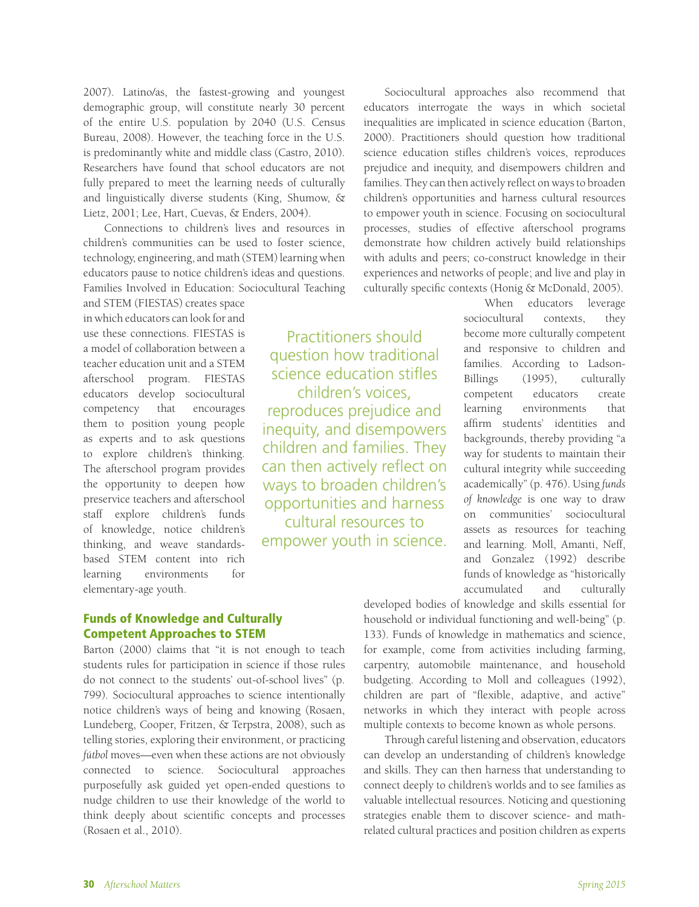2007). Latino/as, the fastest-growing and youngest demographic group, will constitute nearly 30 percent of the entire U.S. population by 2040 (U.S. Census Bureau, 2008). However, the teaching force in the U.S. is predominantly white and middle class (Castro, 2010). Researchers have found that school educators are not fully prepared to meet the learning needs of culturally and linguistically diverse students (King, Shumow, & Lietz, 2001; Lee, Hart, Cuevas, & Enders, 2004).

Connections to children's lives and resources in children's communities can be used to foster science, technology, engineering, and math (STEM) learning when educators pause to notice children's ideas and questions. Families Involved in Education: Sociocultural Teaching and STEM (FIESTAS) creates space in which educators can look for and use these connections. FIESTAS is a model of collaboration between a teacher education unit and a STEM afterschool program. FIESTAS educators develop sociocultural competency that encourages them to position young people as experts and to ask questions to explore children's thinking. The afterschool program provides the opportunity to deepen how preservice teachers and afterschool staff explore children's funds of knowledge, notice children's thinking, and weave standards-based STEM content into rich learning environments for elementary-age youth.

## Funds of Knowledge and Culturally Competent Approaches to STEM

Barton (2000) claims that "it is not enough to teach students rules for participation in science if those rules do not connect to the students' out-of-school lives" (p. 799). Sociocultural approaches to science intentionally notice children's ways of being and knowing (Rosaen, Lundeberg, Cooper, Fritzen, & Terpstra, 2008), such as telling stories, exploring their environment, or practicing *fútbol* moves—even when these actions are not obviously connected to science. Sociocultural approaches purposefully ask guided yet open-ended questions to nudge children to use their knowledge of the world to think deeply about scientific concepts and processes (Rosaen et al., 2010).

Sociocultural approaches also recommend that educators interrogate the ways in which societal inequalities are implicated in science education (Barton, 2000). Practitioners should question how traditional science education stifles children's voices, reproduces prejudice and inequity, and disempowers children and families. They can then actively reflect on ways to broaden children's opportunities and harness cultural resources to empower youth in science. Focusing on sociocultural processes, studies of effective afterschool programs demonstrate how children actively build relationships with adults and peers; co-construct knowledge in their experiences and networks of people; and live and play in culturally specific contexts (Honig & McDonald, 2005).

> Practitioners should question how traditional science education stifles children's voices, reproduces prejudice and inequity, and disempowers children and families. They can then actively reflect on ways to broaden children's opportunities and harness cultural resources to empower youth in science.

When educators leverage sociocultural contexts, they become more culturally competent and responsive to children and families. According to Ladson-Billings (1995), culturally competent educators create learning environments that affirm students' identities and backgrounds, thereby providing "a way for students to maintain their cultural integrity while succeeding academically" (p. 476). Using *funds of knowledge* is one way to draw on communities' sociocultural assets as resources for teaching and learning. Moll, Amanti, Neff, and Gonzalez (1992) describe funds of knowledge as "historically accumulated and culturally developed bodies of knowledge and skills essential for household or individual functioning and well-being" (p. 133). Funds of knowledge in mathematics and science, for example, come from activities including farming, carpentry, automobile maintenance, and household budgeting. According to Moll and colleagues (1992), children are part of "flexible, adaptive, and active" networks in which they interact with people across multiple contexts to become known as whole persons.

Through careful listening and observation, educators can develop an understanding of children's knowledge and skills. They can then harness that understanding to connect deeply to children's worlds and to see families as valuable intellectual resources. Noticing and questioning strategies enable them to discover science- and math-related cultural practices and position children as experts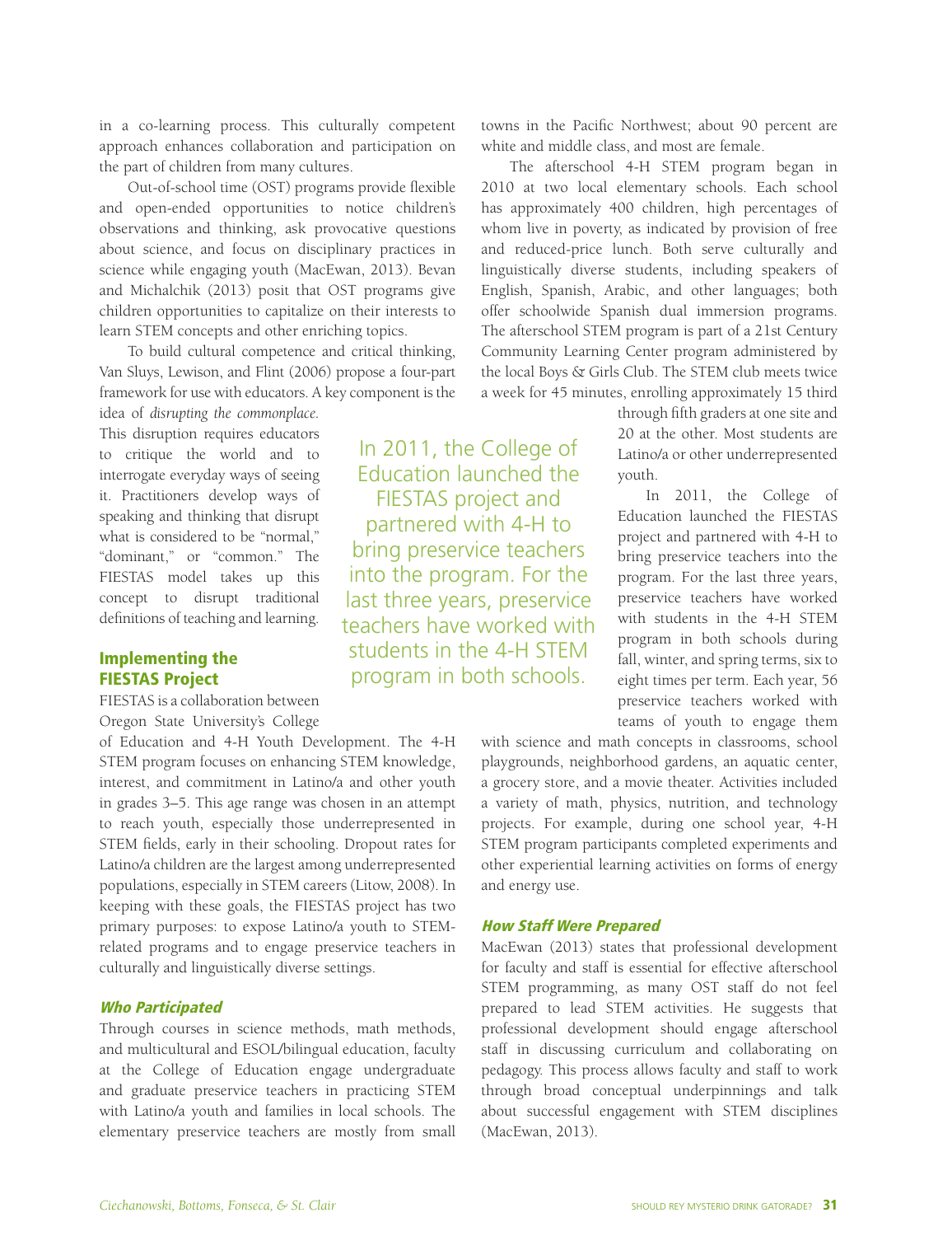in a co-learning process. This culturally competent approach enhances collaboration and participation on the part of children from many cultures.

Out-of-school time (OST) programs provide flexible and open-ended opportunities to notice children's observations and thinking, ask provocative questions about science, and focus on disciplinary practices in science while engaging youth (MacEwan, 2013). Bevan and Michalchik (2013) posit that OST programs give children opportunities to capitalize on their interests to learn STEM concepts and other enriching topics.

To build cultural competence and critical thinking, Van Sluys, Lewison, and Flint (2006) propose a four-part framework for use with educators. A key component is the idea of *disrupting the commonplace.* This disruption requires educators to critique the world and to interrogate everyday ways of seeing it. Practitioners develop ways of speaking and thinking that disrupt what is considered to be "normal," "dominant," or "common." The FIESTAS model takes up this concept to disrupt traditional definitions of teaching and learning.

## Implementing the FIESTAS Project

FIESTAS is a collaboration between Oregon State University's College of Education and 4-H Youth Development. The 4-H STEM program focuses on enhancing STEM knowledge, interest, and commitment in Latino/a and other youth in grades 3–5. This age range was chosen in an attempt to reach youth, especially those underrepresented in STEM fields, early in their schooling. Dropout rates for Latino/a children are the largest among underrepresented populations, especially in STEM careers (Litow, 2008). In keeping with these goals, the FIESTAS project has two primary purposes: to expose Latino/a youth to STEM-related programs and to engage preservice teachers in culturally and linguistically diverse settings.

### *Who Participated*

Through courses in science methods, math methods, and multicultural and ESOL/bilingual education, faculty at the College of Education engage undergraduate and graduate preservice teachers in practicing STEM with Latino/a youth and families in local schools. The elementary preservice teachers are mostly from small towns in the Pacific Northwest; about 90 percent are white and middle class, and most are female.

The afterschool 4-H STEM program began in 2010 at two local elementary schools. Each school has approximately 400 children, high percentages of whom live in poverty, as indicated by provision of free and reduced-price lunch. Both serve culturally and linguistically diverse students, including speakers of English, Spanish, Arabic, and other languages; both offer schoolwide Spanish dual immersion programs. The afterschool STEM program is part of a 21st Century Community Learning Center program administered by the local Boys & Girls Club. The STEM club meets twice a week for 45 minutes, enrolling approximately 15 third through fifth graders at one site and 20 at the other. Most students are Latino/a or other underrepresented youth.

In 2011, the College of Education launched the FIESTAS project and partnered with 4-H to bring preservice teachers into the program. For the last three years, preservice teachers have worked with students in the 4-H STEM program in both schools during fall, winter, and spring terms, six to eight times per term. Each year, 56 preservice teachers worked with teams of youth to engage them with science and math concepts in classrooms, school playgrounds, neighborhood gardens, an aquatic center, a grocery store, and a movie theater. Activities included a variety of math, physics, nutrition, and technology projects. For example, during one school year, 4-H STEM program participants completed experiments and other experiential learning activities on forms of energy and energy use.

> In 2011, the College of Education launched the FIESTAS project and partnered with 4-H to bring preservice teachers into the program. For the last three years, preservice teachers have worked with students in the 4-H STEM program in both schools.

### *How Staff Were Prepared*

MacEwan (2013) states that professional development for faculty and staff is essential for effective afterschool STEM programming, as many OST staff do not feel prepared to lead STEM activities. He suggests that professional development should engage afterschool staff in discussing curriculum and collaborating on pedagogy. This process allows faculty and staff to work through broad conceptual underpinnings and talk about successful engagement with STEM disciplines (MacEwan, 2013).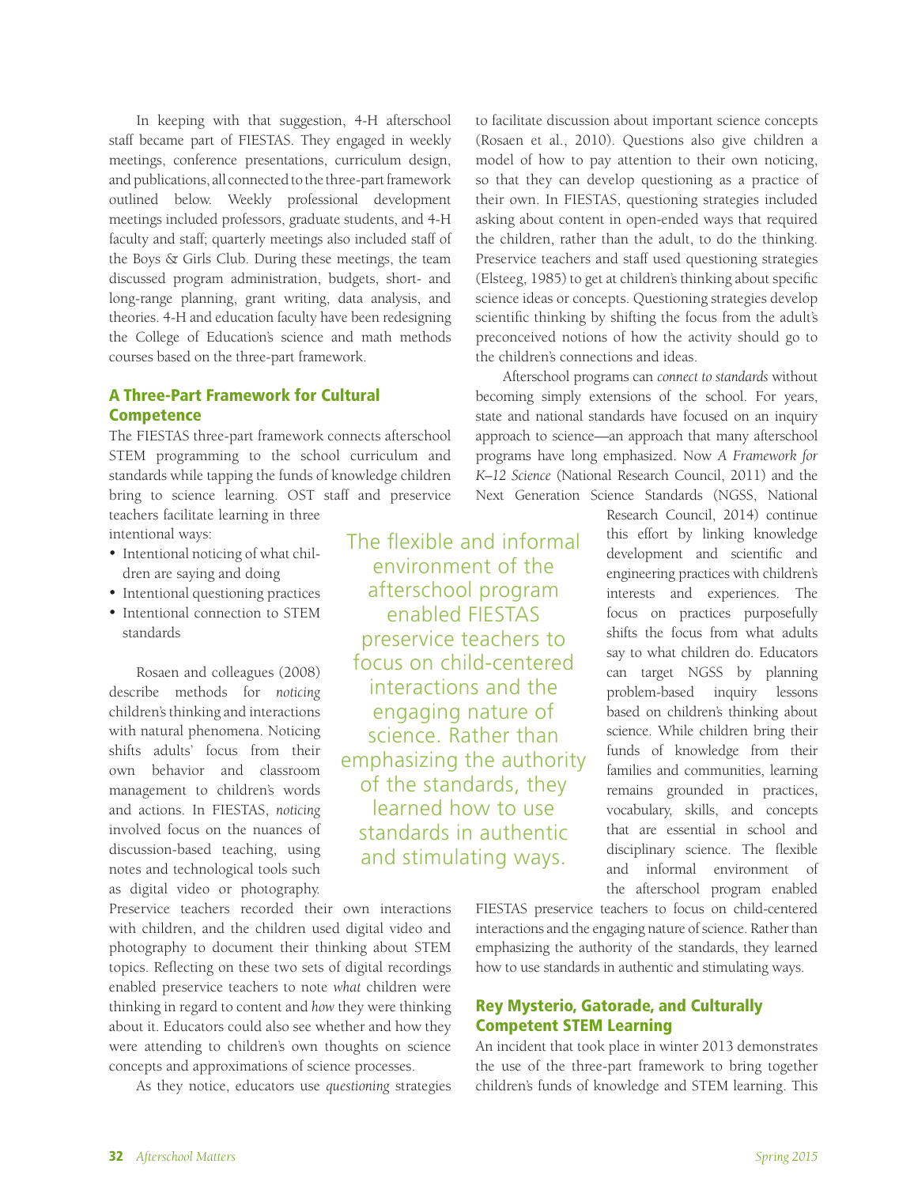In keeping with that suggestion, 4-H afterschool staff became part of FIESTAS. They engaged in weekly meetings, conference presentations, curriculum design, and publications, all connected to the three-part framework outlined below. Weekly professional development meetings included professors, graduate students, and 4-H faculty and staff; quarterly meetings also included staff of the Boys & Girls Club. During these meetings, the team discussed program administration, budgets, short- and long-range planning, grant writing, data analysis, and theories. 4-H and education faculty have been redesigning the College of Education's science and math methods courses based on the three-part framework.

## A Three-Part Framework for Cultural Competence

The FIESTAS three-part framework connects afterschool STEM programming to the school curriculum and standards while tapping the funds of knowledge children bring to science learning. OST staff and preservice teachers facilitate learning in three intentional ways:

- Intentional noticing of what children are saying and doing
- Intentional questioning practices
- Intentional connection to STEM standards

Rosaen and colleagues (2008) describe methods for *noticing* children's thinking and interactions with natural phenomena. Noticing shifts adults' focus from their own behavior and classroom management to children's words and actions. In FIESTAS, *noticing* involved focus on the nuances of discussion-based teaching, using notes and technological tools such as digital video or photography. Preservice teachers recorded their own interactions with children, and the children used digital video and photography to document their thinking about STEM topics. Reflecting on these two sets of digital recordings enabled preservice teachers to note *what* children were thinking in regard to content and *how* they were thinking about it. Educators could also see whether and how they were attending to children's own thoughts on science concepts and approximations of science processes.

As they notice, educators use *questioning* strategies to facilitate discussion about important science concepts (Rosaen et al., 2010). Questions also give children a model of how to pay attention to their own noticing, so that they can develop questioning as a practice of their own. In FIESTAS, questioning strategies included asking about content in open-ended ways that required the children, rather than the adult, to do the thinking. Preservice teachers and staff used questioning strategies (Elsteeg, 1985) to get at children's thinking about specific science ideas or concepts. Questioning strategies develop scientific thinking by shifting the focus from the adult's preconceived notions of how the activity should go to the children's connections and ideas.

Afterschool programs can *connect to standards* without becoming simply extensions of the school. For years, state and national standards have focused on an inquiry approach to science—an approach that many afterschool programs have long emphasized. Now *A Framework for K–12 Science* (National Research Council, 2011) and the Next Generation Science Standards (NGSS, National Research Council, 2014) continue this effort by linking knowledge development and scientific and engineering practices with children's interests and experiences. The focus on practices purposefully shifts the focus from what adults say to what children do. Educators can target NGSS by planning problem-based inquiry lessons based on children's thinking about science. While children bring their funds of knowledge from their families and communities, learning remains grounded in practices, vocabulary, skills, and concepts that are essential in school and disciplinary science. The flexible and informal environment of the afterschool program enabled FIESTAS preservice teachers to focus on child-centered interactions and the engaging nature of science. Rather than emphasizing the authority of the standards, they learned how to use standards in authentic and stimulating ways.

> The flexible and informal environment of the afterschool program enabled FIESTAS preservice teachers to focus on child-centered interactions and the engaging nature of science. Rather than emphasizing the authority of the standards, they learned how to use standards in authentic and stimulating ways.

## Rey Mysterio, Gatorade, and Culturally Competent STEM Learning

An incident that took place in winter 2013 demonstrates the use of the three-part framework to bring together children's funds of knowledge and STEM learning. This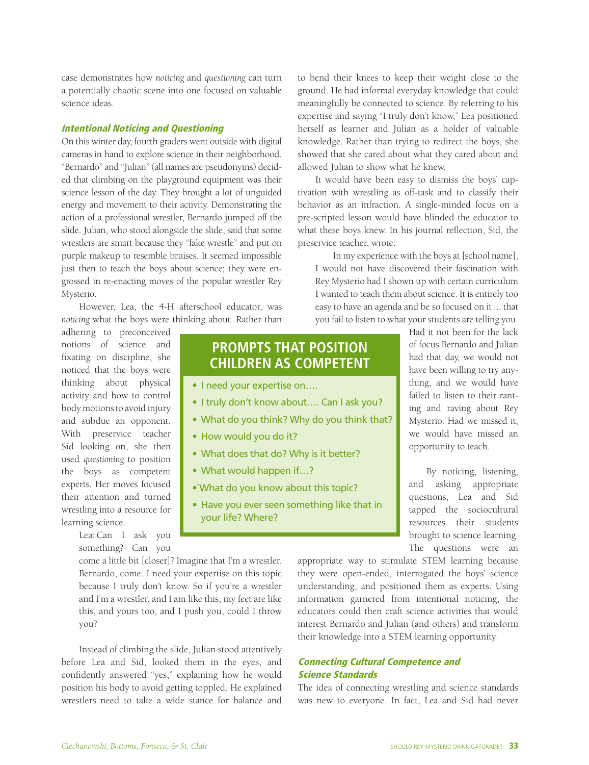case demonstrates how *noticing* and *questioning* can turn a potentially chaotic scene into one focused on valuable science ideas.

### *Intentional Noticing and Questioning*

On this winter day, fourth graders went outside with digital cameras in hand to explore science in their neighborhood. "Bernardo" and "Julian" (all names are pseudonyms) decided that climbing on the playground equipment was their science lesson of the day. They brought a lot of unguided energy and movement to their activity. Demonstrating the action of a professional wrestler, Bernardo jumped off the slide. Julian, who stood alongside the slide, said that some wrestlers are smart because they "fake wrestle" and put on purple makeup to resemble bruises. It seemed impossible just then to teach the boys about science; they were engrossed in re-enacting moves of the popular wrestler Rey Mysterio.

However, Lea, the 4-H afterschool educator, was *noticing* what the boys were thinking about. Rather than adhering to preconceived notions of science and fixating on discipline, she noticed that the boys were thinking about physical activity and how to control body motions to avoid injury and subdue an opponent. With preservice teacher Sid looking on, she then used *questioning* to position the boys as competent experts. Her moves focused their attention and turned wrestling into a resource for learning science.

> Lea: Can I ask you something? Can you come a little bit [closer]? Imagine that I'm a wrestler. Bernardo, come. I need your expertise on this topic because I truly don't know. So if you're a wrestler and I'm a wrestler, and I am like this, my feet are like this, and yours too, and I push you, could I throw you?

Instead of climbing the slide, Julian stood attentively before Lea and Sid, looked them in the eyes, and confidently answered "yes," explaining how he would position his body to avoid getting toppled. He explained wrestlers need to take a wide stance for balance and to bend their knees to keep their weight close to the ground. He had informal everyday knowledge that could meaningfully be connected to science. By referring to his expertise and saying "I truly don't know," Lea positioned herself as learner and Julian as a holder of valuable knowledge. Rather than trying to redirect the boys, she showed that she cared about what they cared about and allowed Julian to show what he knew.

It would have been easy to dismiss the boys' captivation with wrestling as off-task and to classify their behavior as an infraction. A single-minded focus on a pre-scripted lesson would have blinded the educator to what these boys knew. In his journal reflection, Sid, the preservice teacher, wrote:

> In my experience with the boys at [school name], I would not have discovered their fascination with Rey Mysterio had I shown up with certain curriculum I wanted to teach them about science. It is entirely too easy to have an agenda and be so focused on it ... that you fail to listen to what your students are telling you. Had it not been for the lack of focus Bernardo and Julian had that day, we would not have been willing to try anything, and we would have failed to listen to their ranting and raving about Rey Mysterio. Had we missed it, we would have missed an opportunity to teach.

By noticing, listening, and asking appropriate questions, Lea and Sid tapped the sociocultural resources their students brought to science learning. The questions were an appropriate way to stimulate STEM learning because they were open-ended, interrogated the boys' science understanding, and positioned them as experts. Using information garnered from intentional noticing, the educators could then craft science activities that would interest Bernardo and Julian (and others) and transform their knowledge into a STEM learning opportunity.

> **PROMPTS THAT POSITION CHILDREN AS COMPETENT**
>
> - I need your expertise on….
> - I truly don't know about…. Can I ask you?
> - What do you think? Why do you think that?
> - How would you do it?
> - What does that do? Why is it better?
> - What would happen if…?
> - `What do you know about this topic?
> - Have you ever seen something like that in your life? Where?

### *Connecting Cultural Competence and Science Standards*

The idea of connecting wrestling and science standards was new to everyone. In fact, Lea and Sid had never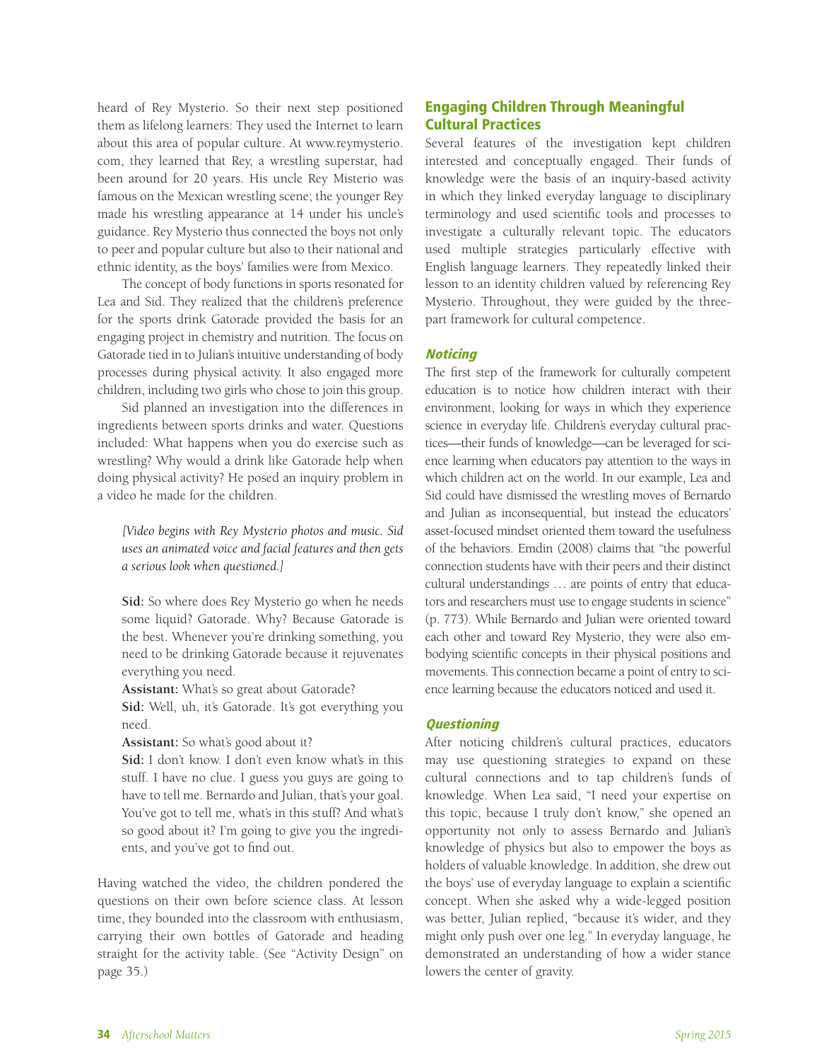heard of Rey Mysterio. So their next step positioned them as lifelong learners: They used the Internet to learn about this area of popular culture. At www.reymysterio.com, they learned that Rey, a wrestling superstar, had been around for 20 years. His uncle Rey Misterio was famous on the Mexican wrestling scene; the younger Rey made his wrestling appearance at 14 under his uncle's guidance. Rey Mysterio thus connected the boys not only to peer and popular culture but also to their national and ethnic identity, as the boys' families were from Mexico.

The concept of body functions in sports resonated for Lea and Sid. They realized that the children's preference for the sports drink Gatorade provided the basis for an engaging project in chemistry and nutrition. The focus on Gatorade tied in to Julian's intuitive understanding of body processes during physical activity. It also engaged more children, including two girls who chose to join this group.

Sid planned an investigation into the differences in ingredients between sports drinks and water. Questions included: What happens when you do exercise such as wrestling? Why would a drink like Gatorade help when doing physical activity? He posed an inquiry problem in a video he made for the children.

> *[Video begins with Rey Mysterio photos and music. Sid uses an animated voice and facial features and then gets a serious look when questioned.]*
>
> **Sid:** So where does Rey Mysterio go when he needs some liquid? Gatorade. Why? Because Gatorade is the best. Whenever you're drinking something, you need to be drinking Gatorade because it rejuvenates everything you need.
>
> **Assistant:** What's so great about Gatorade?
>
> **Sid:** Well, uh, it's Gatorade. It's got everything you need.
>
> **Assistant:** So what's good about it?
>
> **Sid:** I don't know. I don't even know what's in this stuff. I have no clue. I guess you guys are going to have to tell me. Bernardo and Julian, that's your goal. You've got to tell me, what's in this stuff? And what's so good about it? I'm going to give you the ingredients, and you've got to find out.

Having watched the video, the children pondered the questions on their own before science class. At lesson time, they bounded into the classroom with enthusiasm, carrying their own bottles of Gatorade and heading straight for the activity table. (See "Activity Design" on page 35.)

## Engaging Children Through Meaningful Cultural Practices

Several features of the investigation kept children interested and conceptually engaged. Their funds of knowledge were the basis of an inquiry-based activity in which they linked everyday language to disciplinary terminology and used scientific tools and processes to investigate a culturally relevant topic. The educators used multiple strategies particularly effective with English language learners. They repeatedly linked their lesson to an identity children valued by referencing Rey Mysterio. Throughout, they were guided by the three-part framework for cultural competence.

### *Noticing*

The first step of the framework for culturally competent education is to notice how children interact with their environment, looking for ways in which they experience science in everyday life. Children's everyday cultural practices—their funds of knowledge—can be leveraged for science learning when educators pay attention to the ways in which children act on the world. In our example, Lea and Sid could have dismissed the wrestling moves of Bernardo and Julian as inconsequential, but instead the educators' asset-focused mindset oriented them toward the usefulness of the behaviors. Emdin (2008) claims that "the powerful connection students have with their peers and their distinct cultural understandings … are points of entry that educators and researchers must use to engage students in science" (p. 773). While Bernardo and Julian were oriented toward each other and toward Rey Mysterio, they were also embodying scientific concepts in their physical positions and movements. This connection became a point of entry to science learning because the educators noticed and used it.

### *Questioning*

After noticing children's cultural practices, educators may use questioning strategies to expand on these cultural connections and to tap children's funds of knowledge. When Lea said, "I need your expertise on this topic, because I truly don't know," she opened an opportunity not only to assess Bernardo and Julian's knowledge of physics but also to empower the boys as holders of valuable knowledge. In addition, she drew out the boys' use of everyday language to explain a scientific concept. When she asked why a wide-legged position was better, Julian replied, "because it's wider, and they might only push over one leg." In everyday language, he demonstrated an understanding of how a wider stance lowers the center of gravity.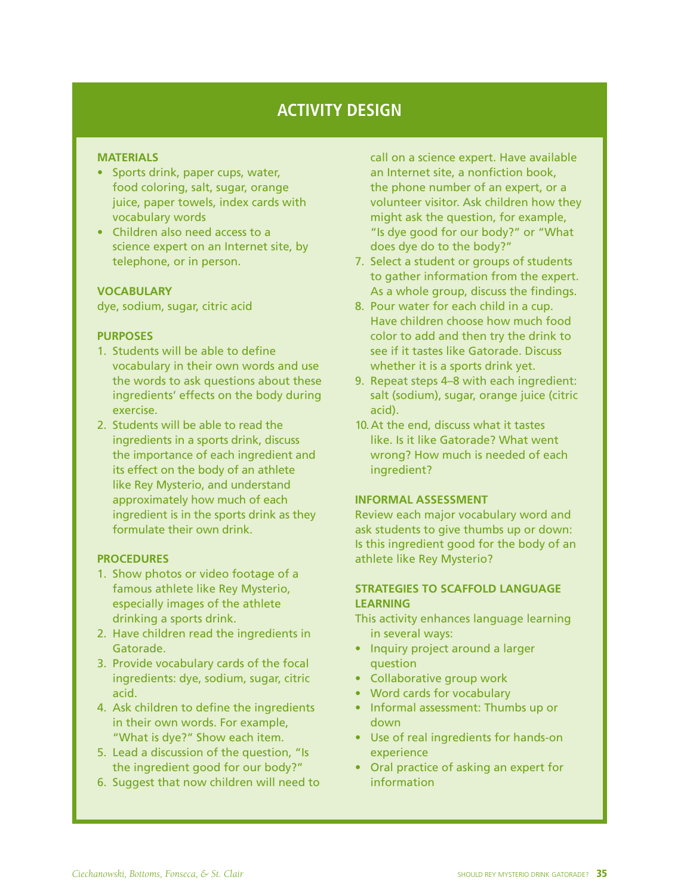## ACTIVITY DESIGN

### MATERIALS

- Sports drink, paper cups, water, food coloring, salt, sugar, orange juice, paper towels, index cards with vocabulary words
- Children also need access to a science expert on an Internet site, by telephone, or in person.

### VOCABULARY

dye, sodium, sugar, citric acid

### PURPOSES

1. Students will be able to define vocabulary in their own words and use the words to ask questions about these ingredients' effects on the body during exercise.
2. Students will be able to read the ingredients in a sports drink, discuss the importance of each ingredient and its effect on the body of an athlete like Rey Mysterio, and understand approximately how much of each ingredient is in the sports drink as they formulate their own drink.

### PROCEDURES

1. Show photos or video footage of a famous athlete like Rey Mysterio, especially images of the athlete drinking a sports drink.
2. Have children read the ingredients in Gatorade.
3. Provide vocabulary cards of the focal ingredients: dye, sodium, sugar, citric acid.
4. Ask children to define the ingredients in their own words. For example, "What is dye?" Show each item.
5. Lead a discussion of the question, "Is the ingredient good for our body?"
6. Suggest that now children will need to call on a science expert. Have available an Internet site, a nonfiction book, the phone number of an expert, or a volunteer visitor. Ask children how they might ask the question, for example, "Is dye good for our body?" or "What does dye do to the body?"
7. Select a student or groups of students to gather information from the expert. As a whole group, discuss the findings.
8. Pour water for each child in a cup. Have children choose how much food color to add and then try the drink to see if it tastes like Gatorade. Discuss whether it is a sports drink yet.
9. Repeat steps 4–8 with each ingredient: salt (sodium), sugar, orange juice (citric acid).
10. At the end, discuss what it tastes like. Is it like Gatorade? What went wrong? How much is needed of each ingredient?

### INFORMAL ASSESSMENT

Review each major vocabulary word and ask students to give thumbs up or down: Is this ingredient good for the body of an athlete like Rey Mysterio?

### STRATEGIES TO SCAFFOLD LANGUAGE LEARNING

This activity enhances language learning in several ways:

- Inquiry project around a larger question
- Collaborative group work
- Word cards for vocabulary
- Informal assessment: Thumbs up or down
- Use of real ingredients for hands-on experience
- Oral practice of asking an expert for information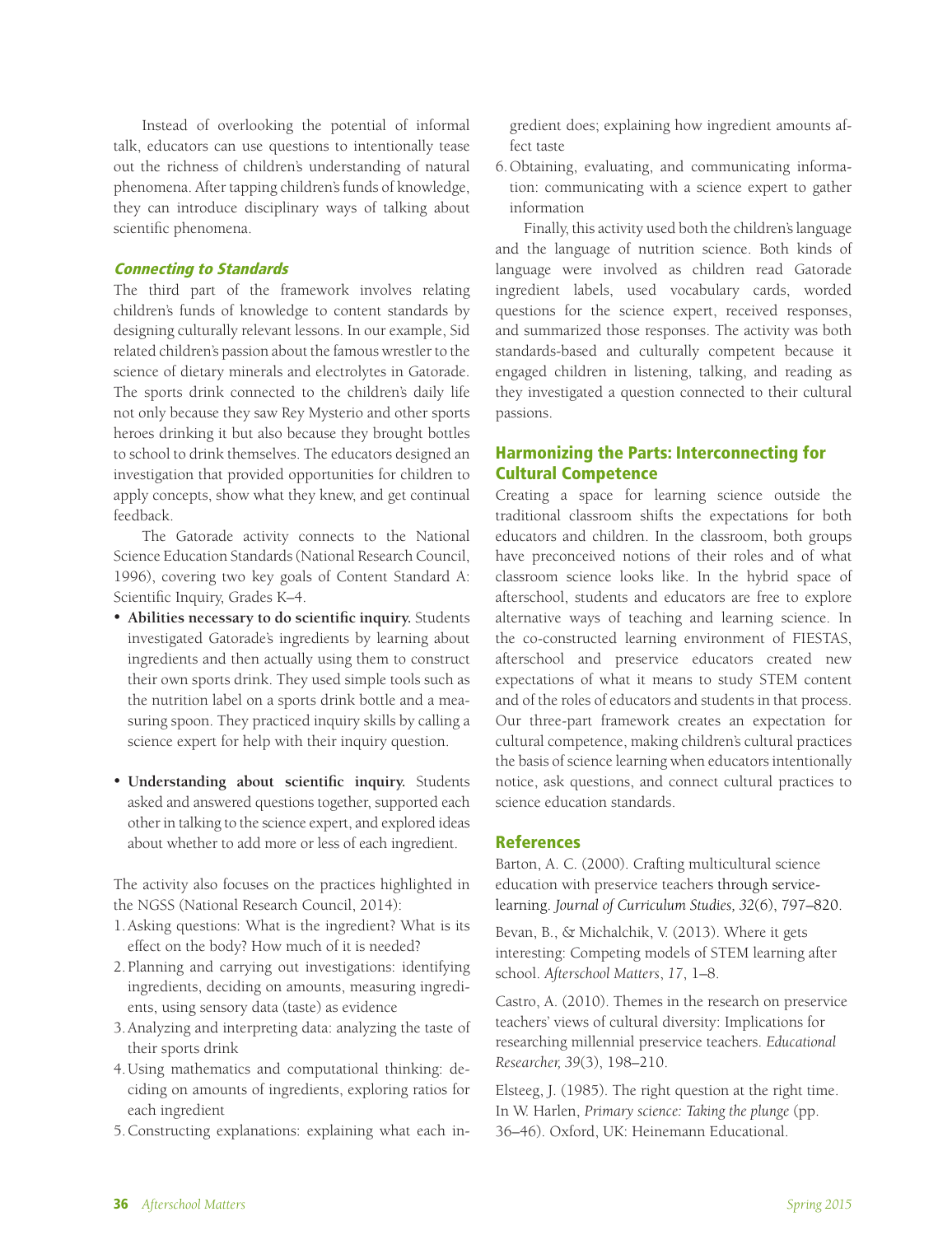Instead of overlooking the potential of informal talk, educators can use questions to intentionally tease out the richness of children's understanding of natural phenomena. After tapping children's funds of knowledge, they can introduce disciplinary ways of talking about scientific phenomena.

### *Connecting to Standards*

The third part of the framework involves relating children's funds of knowledge to content standards by designing culturally relevant lessons. In our example, Sid related children's passion about the famous wrestler to the science of dietary minerals and electrolytes in Gatorade. The sports drink connected to the children's daily life not only because they saw Rey Mysterio and other sports heroes drinking it but also because they brought bottles to school to drink themselves. The educators designed an investigation that provided opportunities for children to apply concepts, show what they knew, and get continual feedback.

The Gatorade activity connects to the National Science Education Standards (National Research Council, 1996), covering two key goals of Content Standard A: Scientific Inquiry, Grades K–4.

- **Abilities necessary to do scientific inquiry.** Students investigated Gatorade's ingredients by learning about ingredients and then actually using them to construct their own sports drink. They used simple tools such as the nutrition label on a sports drink bottle and a measuring spoon. They practiced inquiry skills by calling a science expert for help with their inquiry question.
- **Understanding about scientific inquiry.** Students asked and answered questions together, supported each other in talking to the science expert, and explored ideas about whether to add more or less of each ingredient.

The activity also focuses on the practices highlighted in the NGSS (National Research Council, 2014):

1. Asking questions: What is the ingredient? What is its effect on the body? How much of it is needed?
2. Planning and carrying out investigations: identifying ingredients, deciding on amounts, measuring ingredients, using sensory data (taste) as evidence
3. Analyzing and interpreting data: analyzing the taste of their sports drink
4. Using mathematics and computational thinking: deciding on amounts of ingredients, exploring ratios for each ingredient
5. Constructing explanations: explaining what each ingredient does; explaining how ingredient amounts affect taste
6. Obtaining, evaluating, and communicating information: communicating with a science expert to gather information

Finally, this activity used both the children's language and the language of nutrition science. Both kinds of language were involved as children read Gatorade ingredient labels, used vocabulary cards, worded questions for the science expert, received responses, and summarized those responses. The activity was both standards-based and culturally competent because it engaged children in listening, talking, and reading as they investigated a question connected to their cultural passions.

## Harmonizing the Parts: Interconnecting for Cultural Competence

Creating a space for learning science outside the traditional classroom shifts the expectations for both educators and children. In the classroom, both groups have preconceived notions of their roles and of what classroom science looks like. In the hybrid space of afterschool, students and educators are free to explore alternative ways of teaching and learning science. In the co-constructed learning environment of FIESTAS, afterschool and preservice educators created new expectations of what it means to study STEM content and of the roles of educators and students in that process. Our three-part framework creates an expectation for cultural competence, making children's cultural practices the basis of science learning when educators intentionally notice, ask questions, and connect cultural practices to science education standards.

## References

Barton, A. C. (2000). Crafting multicultural science education with preservice teachers through service-learning. *Journal of Curriculum Studies, 32*(6), 797–820.

Bevan, B., & Michalchik, V. (2013). Where it gets interesting: Competing models of STEM learning after school. *Afterschool Matters*, *17*, 1–8.

Castro, A. (2010). Themes in the research on preservice teachers' views of cultural diversity: Implications for researching millennial preservice teachers. *Educational Researcher, 39*(3), 198–210.

Elsteeg, J. (1985). The right question at the right time. In W. Harlen, *Primary science: Taking the plunge* (pp. 36–46). Oxford, UK: Heinemann Educational.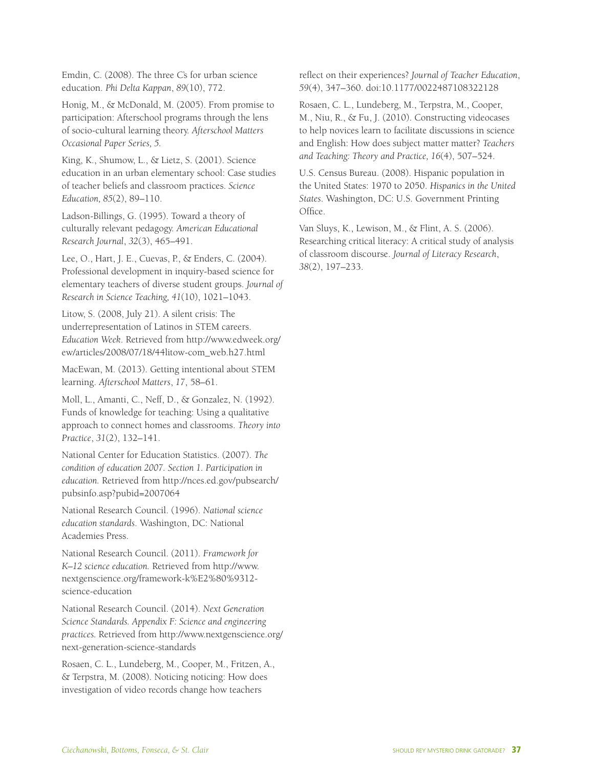Emdin, C. (2008). The three C's for urban science education. *Phi Delta Kappan*, *89*(10), 772.

Honig, M., & McDonald, M. (2005). From promise to participation: Afterschool programs through the lens of socio-cultural learning theory. *Afterschool Matters Occasional Paper Series, 5.*

King, K., Shumow, L., & Lietz, S. (2001). Science education in an urban elementary school: Case studies of teacher beliefs and classroom practices. *Science Education, 85*(2), 89–110.

Ladson-Billings, G. (1995). Toward a theory of culturally relevant pedagogy. *American Educational Research Journal*, *32*(3), 465–491.

Lee, O., Hart, J. E., Cuevas, P., & Enders, C. (2004). Professional development in inquiry-based science for elementary teachers of diverse student groups. *Journal of Research in Science Teaching, 41*(10), 1021–1043.

Litow, S. (2008, July 21). A silent crisis: The underrepresentation of Latinos in STEM careers. *Education Week*. Retrieved from http://www.edweek.org/ew/articles/2008/07/18/44litow-com_web.h27.html

MacEwan, M. (2013). Getting intentional about STEM learning. *Afterschool Matters*, *17*, 58–61.

Moll, L., Amanti, C., Neff, D., & Gonzalez, N. (1992). Funds of knowledge for teaching: Using a qualitative approach to connect homes and classrooms. *Theory into Practice*, *31*(2), 132–141.

National Center for Education Statistics. (2007). *The condition of education 2007. Section 1. Participation in education.* Retrieved from http://nces.ed.gov/pubsearch/pubsinfo.asp?pubid=2007064

National Research Council. (1996). *National science education standards*. Washington, DC: National Academies Press.

National Research Council. (2011). *Framework for K–12 science education.* Retrieved from http://www.nextgenscience.org/framework-k%E2%80%9312-science-education

National Research Council. (2014). *Next Generation Science Standards. Appendix F: Science and engineering practices.* Retrieved from http://www.nextgenscience.org/next-generation-science-standards

Rosaen, C. L., Lundeberg, M., Cooper, M., Fritzen, A., & Terpstra, M. (2008). Noticing noticing: How does investigation of video records change how teachers reflect on their experiences? *Journal of Teacher Education*, *59*(4), 347–360. doi:10.1177/0022487108322128

Rosaen, C. L., Lundeberg, M., Terpstra, M., Cooper, M., Niu, R., & Fu, J. (2010). Constructing videocases to help novices learn to facilitate discussions in science and English: How does subject matter matter? *Teachers and Teaching: Theory and Practice, 16*(4), 507–524.

U.S. Census Bureau. (2008). Hispanic population in the United States: 1970 to 2050. *Hispanics in the United States*. Washington, DC: U.S. Government Printing Office.

Van Sluys, K., Lewison, M., & Flint, A. S. (2006). Researching critical literacy: A critical study of analysis of classroom discourse. *Journal of Literacy Research*, *38*(2), 197–233.